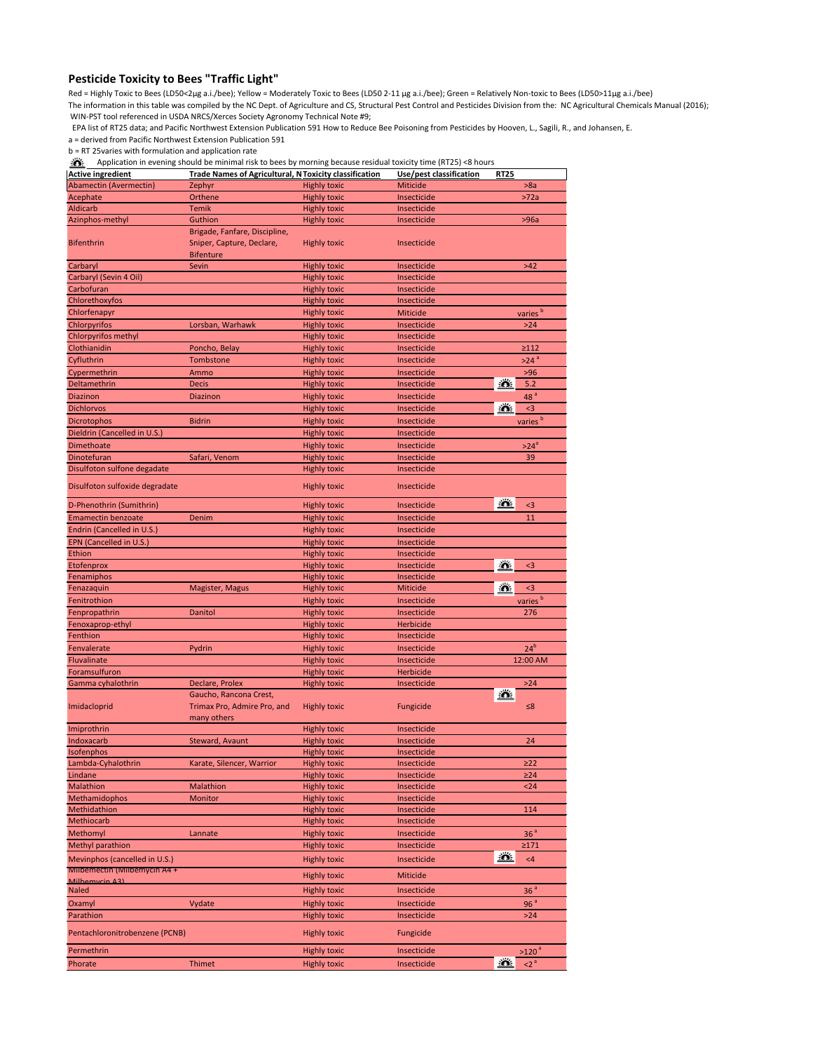## Pesticide Toxicity to Bees "Traffic Light"

Red = Highly Toxic to Bees (LD50<2µg a.i./bee); Yellow = Moderately Toxic to Bees (LD50 2-11 µg a.i./bee); Green = Relatively Non-toxic to Bees (LD50>11µg a.i./bee)

The information in this table was compiled by the NC Dept. of Agriculture and CS, Structural Pest Control and Pesticides Division from the: NC Agricultural Chemicals Manual (2016); WIN-PST tool referenced in USDA NRCS/Xerces Society Agronomy Technical Note #9; EPA list of RT25 data; and Pacific Northwest Extension Publication 591 How to Reduce Bee Poisoning from Pesticides by Hooven, L., Sagili, R., and Johansen, E.

a = derived from Pacific Northwest Extension Publication 591

b = RT 25varies with formulation and application rate

☀ Application in evening should be minimal risk to bees by morning because residual toxicity time (RT25) <8 hours

| Active ingredient | Trade Names of Agricultural, N | Toxicity classification | Use/pest classification | | RT25 |
|---|---|---|---|---|---|
| Abamectin (Avermectin) | Zephyr | Highly toxic | Miticide | | >8a |
| Acephate | Orthene | Highly toxic | Insecticide | | >72a |
| Aldicarb | Temik | Highly toxic | Insecticide | | |
| Azinphos-methyl | Guthion | Highly toxic | Insecticide | | >96a |
| Bifenthrin | Brigade, Fanfare, Discipline, Sniper, Capture, Declare, Bifenture | Highly toxic | Insecticide | | |
| Carbaryl | Sevin | Highly toxic | Insecticide | | >42 |
| Carbaryl (Sevin 4 Oil) | | Highly toxic | Insecticide | | |
| Carbofuran | | Highly toxic | Insecticide | | |
| Chlorethoxyfos | | Highly toxic | Insecticide | | |
| Chlorfenapyr | | Highly toxic | Miticide | | varies [b] |
| Chlorpyrifos | Lorsban, Warhawk | Highly toxic | Insecticide | | >24 |
| Chlorpyrifos methyl | | Highly toxic | Insecticide | | |
| Clothianidin | Poncho, Belay | Highly toxic | Insecticide | | ≥112 |
| Cyfluthrin | Tombstone | Highly toxic | Insecticide | | >24 [a] |
| Cypermethrin | Ammo | Highly toxic | Insecticide | | >96 |
| Deltamethrin | Decis | Highly toxic | Insecticide | ☀ | 5.2 |
| Diazinon | Diazinon | Highly toxic | Insecticide | | 48 [a] |
| Dichlorvos | | Highly toxic | Insecticide | ☀ | <3 |
| Dicrotophos | Bidrin | Highly toxic | Insecticide | | varies [b] |
| Dieldrin (Cancelled in U.S.) | | Highly toxic | Insecticide | | |
| Dimethoate | | Highly toxic | Insecticide | | >24[a] |
| Dinotefuran | Safari, Venom | Highly toxic | Insecticide | | 39 |
| Disulfoton sulfone degadate | | Highly toxic | Insecticide | | |
| Disulfoton sulfoxide degradate | | Highly toxic | Insecticide | | |
| D-Phenothrin (Sumithrin) | | Highly toxic | Insecticide | ☀ | <3 |
| Emamectin benzoate | Denim | Highly toxic | Insecticide | | 11 |
| Endrin (Cancelled in U.S.) | | Highly toxic | Insecticide | | |
| EPN (Cancelled in U.S.) | | Highly toxic | Insecticide | | |
| Ethion | | Highly toxic | Insecticide | | |
| Etofenprox | | Highly toxic | Insecticide | ☀ | <3 |
| Fenamiphos | | Highly toxic | Insecticide | | |
| Fenazaquin | Magister, Magus | Highly toxic | Miticide | ☀ | <3 |
| Fenitrothion | | Highly toxic | Insecticide | | varies [b] |
| Fenpropathrin | Danitol | Highly toxic | Insecticide | | 276 |
| Fenoxaprop-ethyl | | Highly toxic | Herbicide | | |
| Fenthion | | Highly toxic | Insecticide | | |
| Fenvalerate | Pydrin | Highly toxic | Insecticide | | 24[b] |
| Fluvalinate | | Highly toxic | Insecticide | | 12:00 AM |
| Foramsulfuron | | Highly toxic | Herbicide | | |
| Gamma cyhalothrin | Declare, Prolex | Highly toxic | Insecticide | | >24 |
| Imidacloprid | Gaucho, Rancona Crest, Trimax Pro, Admire Pro, and many others | Highly toxic | Fungicide | ☀ | ≤8 |
| Imiprothrin | | Highly toxic | Insecticide | | |
| Indoxacarb | Steward, Avaunt | Highly toxic | Insecticide | | 24 |
| Isofenphos | | Highly toxic | Insecticide | | |
| Lambda-Cyhalothrin | Karate, Silencer, Warrior | Highly toxic | Insecticide | | ≥22 |
| Lindane | | Highly toxic | Insecticide | | ≥24 |
| Malathion | Malathion | Highly toxic | Insecticide | | <24 |
| Methamidophos | Monitor | Highly toxic | Insecticide | | |
| Methidathion | | Highly toxic | Insecticide | | 114 |
| Methiocarb | | Highly toxic | Insecticide | | |
| Methomyl | Lannate | Highly toxic | Insecticide | | 36 [a] |
| Methyl parathion | | Highly toxic | Insecticide | | ≥171 |
| Mevinphos (cancelled in U.S.) | | Highly toxic | Insecticide | ☀ | <4 |
| Milbemectin (Milbemycin A4 + Milbemycin A3) | | Highly toxic | Miticide | | |
| Naled | | Highly toxic | Insecticide | | 36 [a] |
| Oxamyl | Vydate | Highly toxic | Insecticide | | 96 [a] |
| Parathion | | Highly toxic | Insecticide | | >24 |
| Pentachloronitrobenzene (PCNB) | | Highly toxic | Fungicide | | |
| Permethrin | | Highly toxic | Insecticide | | >120 [a] |
| Phorate | Thimet | Highly toxic | Insecticide | ☀ | <2 [a] |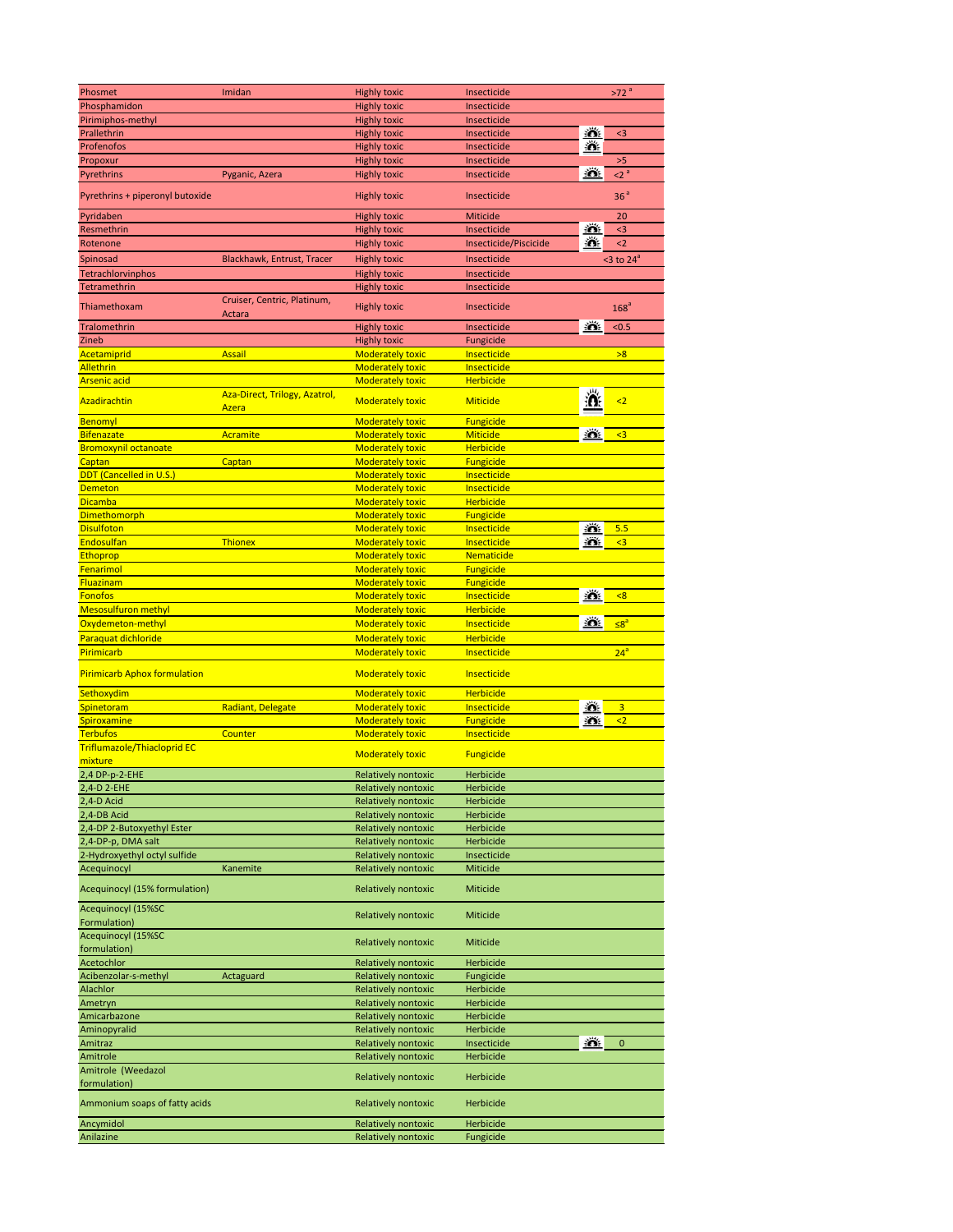| | | | | |
|---|---|---|---|---|
| Phosmet | Imidan | Highly toxic | Insecticide | >72 [a] |
| Phosphamidon | | Highly toxic | Insecticide | |
| Pirimiphos-methyl | | Highly toxic | Insecticide | |
| Prallethrin | | Highly toxic | Insecticide | <3 |
| Profenofos | | Highly toxic | Insecticide | |
| Propoxur | | Highly toxic | Insecticide | >5 |
| Pyrethrins | Pyganic, Azera | Highly toxic | Insecticide | <2 [a] |
| Pyrethrins + piperonyl butoxide | | Highly toxic | Insecticide | 36 [a] |
| Pyridaben | | Highly toxic | Miticide | 20 |
| Resmethrin | | Highly toxic | Insecticide | <3 |
| Rotenone | | Highly toxic | Insecticide/Piscicide | <2 |
| Spinosad | Blackhawk, Entrust, Tracer | Highly toxic | Insecticide | <3 to 24[a] |
| Tetrachlorvinphos | | Highly toxic | Insecticide | |
| Tetramethrin | | Highly toxic | Insecticide | |
| Thiamethoxam | Cruiser, Centric, Platinum, Actara | Highly toxic | Insecticide | 168[a] |
| Tralomethrin | | Highly toxic | Insecticide | <0.5 |
| Zineb | | Highly toxic | Fungicide | |
| Acetamiprid | Assail | Moderately toxic | Insecticide | >8 |
| Allethrin | | Moderately toxic | Insecticide | |
| Arsenic acid | | Moderately toxic | Herbicide | |
| Azadirachtin | Aza-Direct, Trilogy, Azatrol, Azera | Moderately toxic | Miticide | <2 |
| Benomyl | | Moderately toxic | Fungicide | |
| Bifenazate | Acramite | Moderately toxic | Miticide | <3 |
| Bromoxynil octanoate | | Moderately toxic | Herbicide | |
| Captan | Captan | Moderately toxic | Fungicide | |
| DDT (Cancelled in U.S.) | | Moderately toxic | Insecticide | |
| Demeton | | Moderately toxic | Insecticide | |
| Dicamba | | Moderately toxic | Herbicide | |
| Dimethomorph | | Moderately toxic | Fungicide | |
| Disulfoton | | Moderately toxic | Insecticide | 5.5 |
| Endosulfan | Thionex | Moderately toxic | Insecticide | <3 |
| Ethoprop | | Moderately toxic | Nematicide | |
| Fenarimol | | Moderately toxic | Fungicide | |
| Fluazinam | | Moderately toxic | Fungicide | |
| Fonofos | | Moderately toxic | Insecticide | <8 |
| Mesosulfuron methyl | | Moderately toxic | Herbicide | |
| Oxydemeton-methyl | | Moderately toxic | Insecticide | ≤8[a] |
| Paraquat dichloride | | Moderately toxic | Herbicide | |
| Pirimicarb | | Moderately toxic | Insecticide | 24[a] |
| Pirimicarb Aphox formulation | | Moderately toxic | Insecticide | |
| Sethoxydim | | Moderately toxic | Herbicide | |
| Spinetoram | Radiant, Delegate | Moderately toxic | Insecticide | 3 |
| Spiroxamine | | Moderately toxic | Fungicide | <2 |
| Terbufos | Counter | Moderately toxic | Insecticide | |
| Triflumazole/Thiacloprid EC mixture | | Moderately toxic | Fungicide | |
| 2,4 DP-p-2-EHE | | Relatively nontoxic | Herbicide | |
| 2,4-D 2-EHE | | Relatively nontoxic | Herbicide | |
| 2,4-D Acid | | Relatively nontoxic | Herbicide | |
| 2,4-DB Acid | | Relatively nontoxic | Herbicide | |
| 2,4-DP 2-Butoxyethyl Ester | | Relatively nontoxic | Herbicide | |
| 2,4-DP-p, DMA salt | | Relatively nontoxic | Herbicide | |
| 2-Hydroxyethyl octyl sulfide | | Relatively nontoxic | Insecticide | |
| Acequinocyl | Kanemite | Relatively nontoxic | Miticide | |
| Acequinocyl (15% formulation) | | Relatively nontoxic | Miticide | |
| Acequinocyl (15%SC Formulation) | | Relatively nontoxic | Miticide | |
| Acequinocyl (15%SC formulation) | | Relatively nontoxic | Miticide | |
| Acetochlor | | Relatively nontoxic | Herbicide | |
| Acibenzolar-s-methyl | Actaguard | Relatively nontoxic | Fungicide | |
| Alachlor | | Relatively nontoxic | Herbicide | |
| Ametryn | | Relatively nontoxic | Herbicide | |
| Amicarbazone | | Relatively nontoxic | Herbicide | |
| Aminopyralid | | Relatively nontoxic | Herbicide | |
| Amitraz | | Relatively nontoxic | Insecticide | 0 |
| Amitrole | | Relatively nontoxic | Herbicide | |
| Amitrole (Weedazol formulation) | | Relatively nontoxic | Herbicide | |
| Ammonium soaps of fatty acids | | Relatively nontoxic | Herbicide | |
| Ancymidol | | Relatively nontoxic | Herbicide | |
| Anilazine | | Relatively nontoxic | Fungicide | |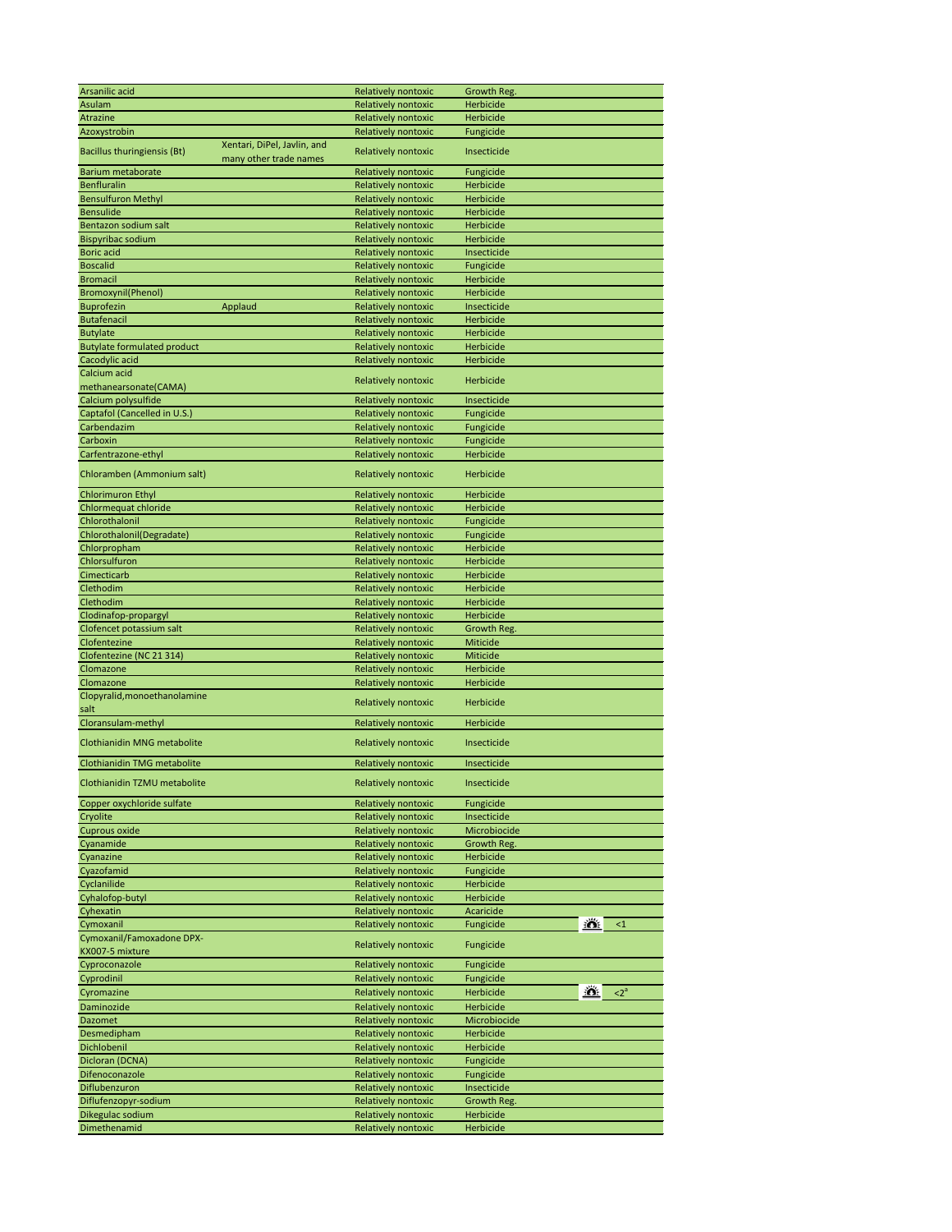| | | | | | |
|---|---|---|---|---|---|
| Arsanilic acid | | Relatively nontoxic | Growth Reg. | | |
| Asulam | | Relatively nontoxic | Herbicide | | |
| Atrazine | | Relatively nontoxic | Herbicide | | |
| Azoxystrobin | | Relatively nontoxic | Fungicide | | |
| Bacillus thuringiensis (Bt) | Xentari, DiPel, Javlin, and many other trade names | Relatively nontoxic | Insecticide | | |
| Barium metaborate | | Relatively nontoxic | Fungicide | | |
| Benfluralin | | Relatively nontoxic | Herbicide | | |
| Bensulfuron Methyl | | Relatively nontoxic | Herbicide | | |
| Bensulide | | Relatively nontoxic | Herbicide | | |
| Bentazon sodium salt | | Relatively nontoxic | Herbicide | | |
| Bispyribac sodium | | Relatively nontoxic | Herbicide | | |
| Boric acid | | Relatively nontoxic | Insecticide | | |
| Boscalid | | Relatively nontoxic | Fungicide | | |
| Bromacil | | Relatively nontoxic | Herbicide | | |
| Bromoxynil(Phenol) | | Relatively nontoxic | Herbicide | | |
| Buprofezin | Applaud | Relatively nontoxic | Insecticide | | |
| Butafenacil | | Relatively nontoxic | Herbicide | | |
| Butylate | | Relatively nontoxic | Herbicide | | |
| Butylate formulated product | | Relatively nontoxic | Herbicide | | |
| Cacodylic acid | | Relatively nontoxic | Herbicide | | |
| Calcium acid methanearsonate(CAMA) | | Relatively nontoxic | Herbicide | | |
| Calcium polysulfide | | Relatively nontoxic | Insecticide | | |
| Captafol (Cancelled in U.S.) | | Relatively nontoxic | Fungicide | | |
| Carbendazim | | Relatively nontoxic | Fungicide | | |
| Carboxin | | Relatively nontoxic | Fungicide | | |
| Carfentrazone-ethyl | | Relatively nontoxic | Herbicide | | |
| Chloramben (Ammonium salt) | | Relatively nontoxic | Herbicide | | |
| Chlorimuron Ethyl | | Relatively nontoxic | Herbicide | | |
| Chlormequat chloride | | Relatively nontoxic | Herbicide | | |
| Chlorothalonil | | Relatively nontoxic | Fungicide | | |
| Chlorothalonil(Degradate) | | Relatively nontoxic | Fungicide | | |
| Chlorpropham | | Relatively nontoxic | Herbicide | | |
| Chlorsulfuron | | Relatively nontoxic | Herbicide | | |
| Cimecticarb | | Relatively nontoxic | Herbicide | | |
| Clethodim | | Relatively nontoxic | Herbicide | | |
| Clethodim | | Relatively nontoxic | Herbicide | | |
| Clodinafop-propargyl | | Relatively nontoxic | Herbicide | | |
| Clofencet potassium salt | | Relatively nontoxic | Growth Reg. | | |
| Clofentezine | | Relatively nontoxic | Miticide | | |
| Clofentezine (NC 21 314) | | Relatively nontoxic | Miticide | | |
| Clomazone | | Relatively nontoxic | Herbicide | | |
| Clomazone | | Relatively nontoxic | Herbicide | | |
| Clopyralid,monoethanolamine salt | | Relatively nontoxic | Herbicide | | |
| Cloransulam-methyl | | Relatively nontoxic | Herbicide | | |
| Clothianidin MNG metabolite | | Relatively nontoxic | Insecticide | | |
| Clothianidin TMG metabolite | | Relatively nontoxic | Insecticide | | |
| Clothianidin TZMU metabolite | | Relatively nontoxic | Insecticide | | |
| Copper oxychloride sulfate | | Relatively nontoxic | Fungicide | | |
| Cryolite | | Relatively nontoxic | Insecticide | | |
| Cuprous oxide | | Relatively nontoxic | Microbiocide | | |
| Cyanamide | | Relatively nontoxic | Growth Reg. | | |
| Cyanazine | | Relatively nontoxic | Herbicide | | |
| Cyazofamid | | Relatively nontoxic | Fungicide | | |
| Cyclanilide | | Relatively nontoxic | Herbicide | | |
| Cyhalofop-butyl | | Relatively nontoxic | Herbicide | | |
| Cyhexatin | | Relatively nontoxic | Acaricide | | |
| Cymoxanil | | Relatively nontoxic | Fungicide | ☀ | <1 |
| Cymoxanil/Famoxadone DPX-KX007-5 mixture | | Relatively nontoxic | Fungicide | | |
| Cyproconazole | | Relatively nontoxic | Fungicide | | |
| Cyprodinil | | Relatively nontoxic | Fungicide | | |
| Cyromazine | | Relatively nontoxic | Herbicide | ☀ | <2[a] |
| Daminozide | | Relatively nontoxic | Herbicide | | |
| Dazomet | | Relatively nontoxic | Microbiocide | | |
| Desmedipham | | Relatively nontoxic | Herbicide | | |
| Dichlobenil | | Relatively nontoxic | Herbicide | | |
| Dicloran (DCNA) | | Relatively nontoxic | Fungicide | | |
| Difenoconazole | | Relatively nontoxic | Fungicide | | |
| Diflubenzuron | | Relatively nontoxic | Insecticide | | |
| Diflufenzopyr-sodium | | Relatively nontoxic | Growth Reg. | | |
| Dikegulac sodium | | Relatively nontoxic | Herbicide | | |
| Dimethenamid | | Relatively nontoxic | Herbicide | | |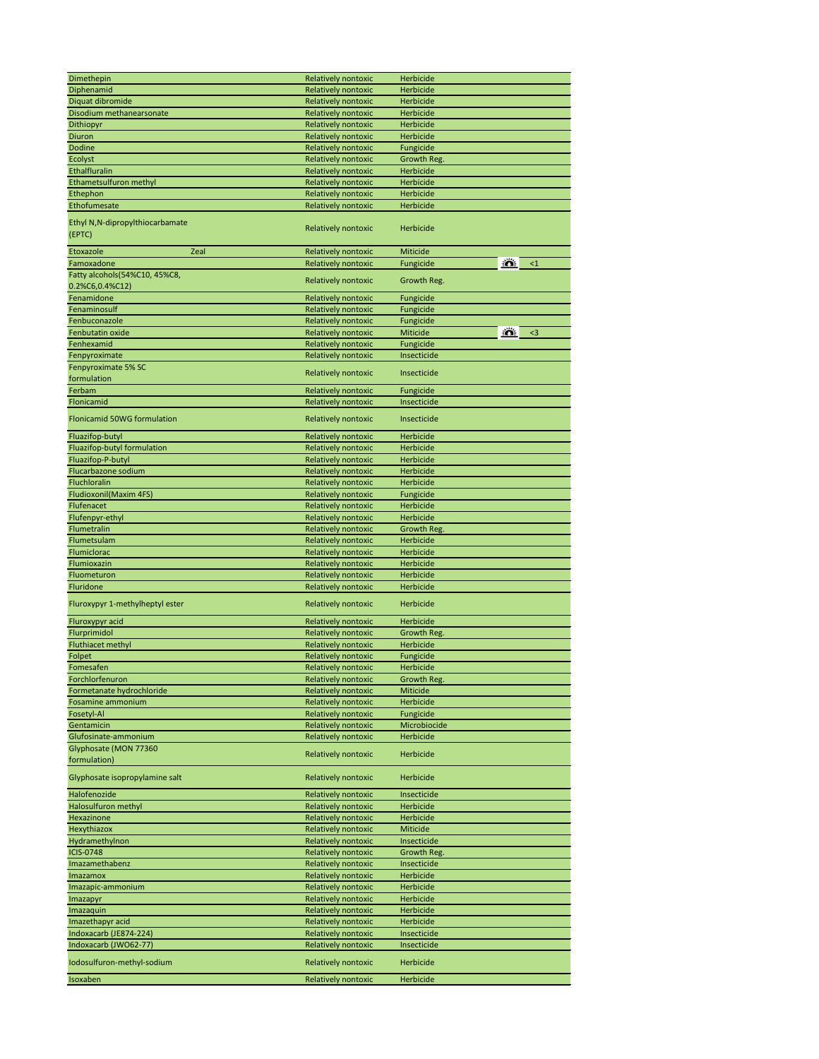| | | | | |
|---|---|---|---|---|
| Dimethepin | Relatively nontoxic | Herbicide | | |
| Diphenamid | Relatively nontoxic | Herbicide | | |
| Diquat dibromide | Relatively nontoxic | Herbicide | | |
| Disodium methanearsonate | Relatively nontoxic | Herbicide | | |
| Dithiopyr | Relatively nontoxic | Herbicide | | |
| Diuron | Relatively nontoxic | Herbicide | | |
| Dodine | Relatively nontoxic | Fungicide | | |
| Ecolyst | Relatively nontoxic | Growth Reg. | | |
| Ethalfluralin | Relatively nontoxic | Herbicide | | |
| Ethametsulfuron methyl | Relatively nontoxic | Herbicide | | |
| Ethephon | Relatively nontoxic | Herbicide | | |
| Ethofumesate | Relatively nontoxic | Herbicide | | |
| Ethyl N,N-dipropylthiocarbamate (EPTC) | Relatively nontoxic | Herbicide | | |
| Etoxazole Zeal | Relatively nontoxic | Miticide | | |
| Famoxadone | Relatively nontoxic | Fungicide | | <1 |
| Fatty alcohols(54%C10, 45%C8, 0.2%C6,0.4%C12) | Relatively nontoxic | Growth Reg. | | |
| Fenamidone | Relatively nontoxic | Fungicide | | |
| Fenaminosulf | Relatively nontoxic | Fungicide | | |
| Fenbuconazole | Relatively nontoxic | Fungicide | | |
| Fenbutatin oxide | Relatively nontoxic | Miticide | | <3 |
| Fenhexamid | Relatively nontoxic | Fungicide | | |
| Fenpyroximate | Relatively nontoxic | Insecticide | | |
| Fenpyroximate 5% SC formulation | Relatively nontoxic | Insecticide | | |
| Ferbam | Relatively nontoxic | Fungicide | | |
| Flonicamid | Relatively nontoxic | Insecticide | | |
| Flonicamid 50WG formulation | Relatively nontoxic | Insecticide | | |
| Fluazifop-butyl | Relatively nontoxic | Herbicide | | |
| Fluazifop-butyl formulation | Relatively nontoxic | Herbicide | | |
| Fluazifop-P-butyl | Relatively nontoxic | Herbicide | | |
| Flucarbazone sodium | Relatively nontoxic | Herbicide | | |
| Fluchloralin | Relatively nontoxic | Herbicide | | |
| Fludioxonil(Maxim 4FS) | Relatively nontoxic | Fungicide | | |
| Flufenacet | Relatively nontoxic | Herbicide | | |
| Flufenpyr-ethyl | Relatively nontoxic | Herbicide | | |
| Flumetralin | Relatively nontoxic | Growth Reg. | | |
| Flumetsulam | Relatively nontoxic | Herbicide | | |
| Flumiclorac | Relatively nontoxic | Herbicide | | |
| Flumioxazin | Relatively nontoxic | Herbicide | | |
| Fluometuron | Relatively nontoxic | Herbicide | | |
| Fluridone | Relatively nontoxic | Herbicide | | |
| Fluroxypyr 1-methylheptyl ester | Relatively nontoxic | Herbicide | | |
| Fluroxypyr acid | Relatively nontoxic | Herbicide | | |
| Flurprimidol | Relatively nontoxic | Growth Reg. | | |
| Fluthiacet methyl | Relatively nontoxic | Herbicide | | |
| Folpet | Relatively nontoxic | Fungicide | | |
| Fomesafen | Relatively nontoxic | Herbicide | | |
| Forchlorfenuron | Relatively nontoxic | Growth Reg. | | |
| Formetanate hydrochloride | Relatively nontoxic | Miticide | | |
| Fosamine ammonium | Relatively nontoxic | Herbicide | | |
| Fosetyl-Al | Relatively nontoxic | Fungicide | | |
| Gentamicin | Relatively nontoxic | Microbiocide | | |
| Glufosinate-ammonium | Relatively nontoxic | Herbicide | | |
| Glyphosate (MON 77360 formulation) | Relatively nontoxic | Herbicide | | |
| Glyphosate isopropylamine salt | Relatively nontoxic | Herbicide | | |
| Halofenozide | Relatively nontoxic | Insecticide | | |
| Halosulfuron methyl | Relatively nontoxic | Herbicide | | |
| Hexazinone | Relatively nontoxic | Herbicide | | |
| Hexythiazox | Relatively nontoxic | Miticide | | |
| Hydramethylnon | Relatively nontoxic | Insecticide | | |
| ICIS-0748 | Relatively nontoxic | Growth Reg. | | |
| Imazamethabenz | Relatively nontoxic | Insecticide | | |
| Imazamox | Relatively nontoxic | Herbicide | | |
| Imazapic-ammonium | Relatively nontoxic | Herbicide | | |
| Imazapyr | Relatively nontoxic | Herbicide | | |
| Imazaquin | Relatively nontoxic | Herbicide | | |
| Imazethapyr acid | Relatively nontoxic | Herbicide | | |
| Indoxacarb (JE874-224) | Relatively nontoxic | Insecticide | | |
| Indoxacarb (JWO62-77) | Relatively nontoxic | Insecticide | | |
| Iodosulfuron-methyl-sodium | Relatively nontoxic | Herbicide | | |
| Isoxaben | Relatively nontoxic | Herbicide | | |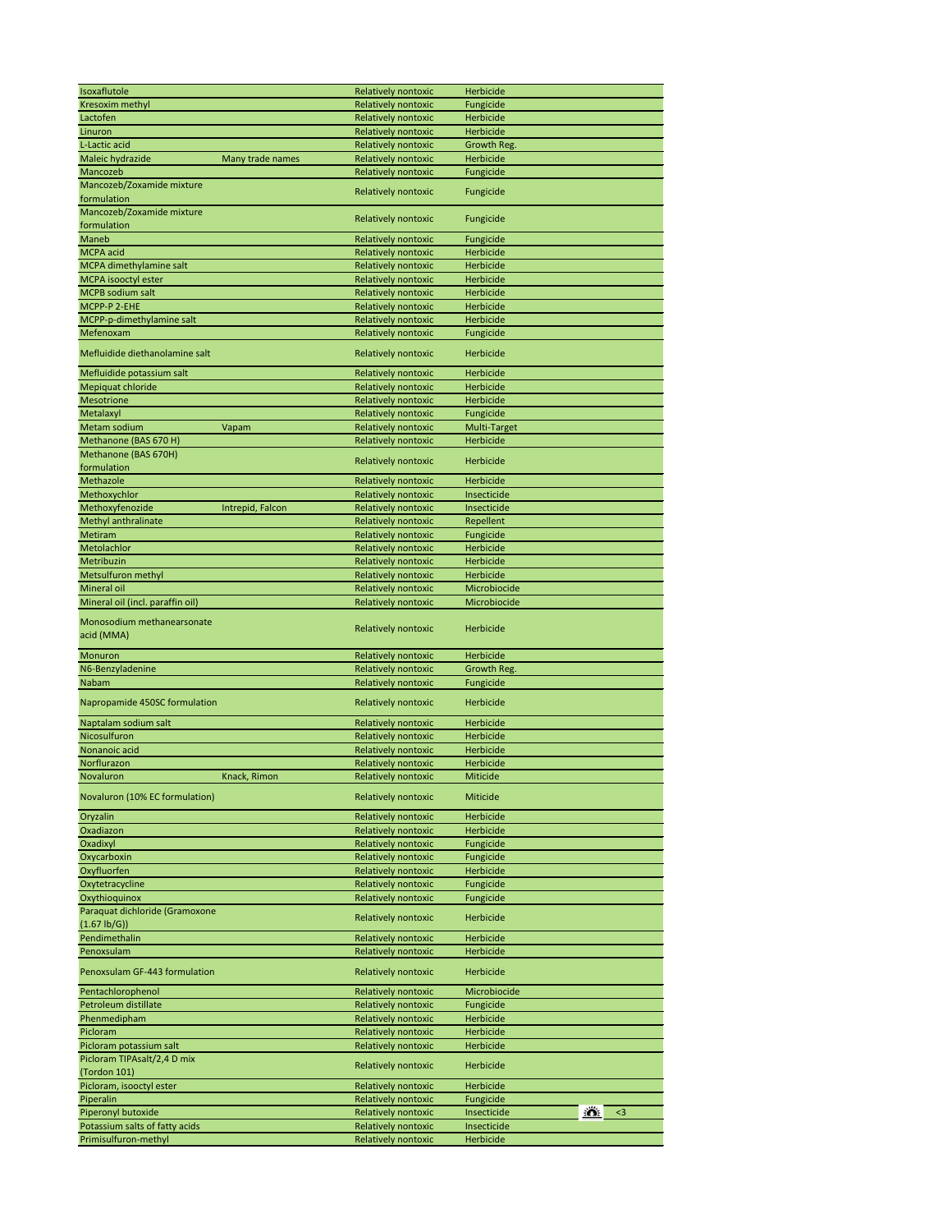| | | | | | |
|---|---|---|---|---|---|
| Isoxaflutole | | Relatively nontoxic | Herbicide | | |
| Kresoxim methyl | | Relatively nontoxic | Fungicide | | |
| Lactofen | | Relatively nontoxic | Herbicide | | |
| Linuron | | Relatively nontoxic | Herbicide | | |
| L-Lactic acid | | Relatively nontoxic | Growth Reg. | | |
| Maleic hydrazide | Many trade names | Relatively nontoxic | Herbicide | | |
| Mancozeb | | Relatively nontoxic | Fungicide | | |
| Mancozeb/Zoxamide mixture formulation | | Relatively nontoxic | Fungicide | | |
| Mancozeb/Zoxamide mixture formulation | | Relatively nontoxic | Fungicide | | |
| Maneb | | Relatively nontoxic | Fungicide | | |
| MCPA acid | | Relatively nontoxic | Herbicide | | |
| MCPA dimethylamine salt | | Relatively nontoxic | Herbicide | | |
| MCPA isooctyl ester | | Relatively nontoxic | Herbicide | | |
| MCPB sodium salt | | Relatively nontoxic | Herbicide | | |
| MCPP-P 2-EHE | | Relatively nontoxic | Herbicide | | |
| MCPP-p-dimethylamine salt | | Relatively nontoxic | Herbicide | | |
| Mefenoxam | | Relatively nontoxic | Fungicide | | |
| Mefluidide diethanolamine salt | | Relatively nontoxic | Herbicide | | |
| Mefluidide potassium salt | | Relatively nontoxic | Herbicide | | |
| Mepiquat chloride | | Relatively nontoxic | Herbicide | | |
| Mesotrione | | Relatively nontoxic | Herbicide | | |
| Metalaxyl | | Relatively nontoxic | Fungicide | | |
| Metam sodium | Vapam | Relatively nontoxic | Multi-Target | | |
| Methanone (BAS 670 H) | | Relatively nontoxic | Herbicide | | |
| Methanone (BAS 670H) formulation | | Relatively nontoxic | Herbicide | | |
| Methazole | | Relatively nontoxic | Herbicide | | |
| Methoxychlor | | Relatively nontoxic | Insecticide | | |
| Methoxyfenozide | Intrepid, Falcon | Relatively nontoxic | Insecticide | | |
| Methyl anthralinate | | Relatively nontoxic | Repellent | | |
| Metiram | | Relatively nontoxic | Fungicide | | |
| Metolachlor | | Relatively nontoxic | Herbicide | | |
| Metribuzin | | Relatively nontoxic | Herbicide | | |
| Metsulfuron methyl | | Relatively nontoxic | Herbicide | | |
| Mineral oil | | Relatively nontoxic | Microbiocide | | |
| Mineral oil (incl. paraffin oil) | | Relatively nontoxic | Microbiocide | | |
| Monosodium methanearsonate acid (MMA) | | Relatively nontoxic | Herbicide | | |
| Monuron | | Relatively nontoxic | Herbicide | | |
| N6-Benzyladenine | | Relatively nontoxic | Growth Reg. | | |
| Nabam | | Relatively nontoxic | Fungicide | | |
| Napropamide 450SC formulation | | Relatively nontoxic | Herbicide | | |
| Naptalam sodium salt | | Relatively nontoxic | Herbicide | | |
| Nicosulfuron | | Relatively nontoxic | Herbicide | | |
| Nonanoic acid | | Relatively nontoxic | Herbicide | | |
| Norflurazon | | Relatively nontoxic | Herbicide | | |
| Novaluron | Knack, Rimon | Relatively nontoxic | Miticide | | |
| Novaluron (10% EC formulation) | | Relatively nontoxic | Miticide | | |
| Oryzalin | | Relatively nontoxic | Herbicide | | |
| Oxadiazon | | Relatively nontoxic | Herbicide | | |
| Oxadixyl | | Relatively nontoxic | Fungicide | | |
| Oxycarboxin | | Relatively nontoxic | Fungicide | | |
| Oxyfluorfen | | Relatively nontoxic | Herbicide | | |
| Oxytetracycline | | Relatively nontoxic | Fungicide | | |
| Oxythioquinox | | Relatively nontoxic | Fungicide | | |
| Paraquat dichloride (Gramoxone (1.67 lb/G)) | | Relatively nontoxic | Herbicide | | |
| Pendimethalin | | Relatively nontoxic | Herbicide | | |
| Penoxsulam | | Relatively nontoxic | Herbicide | | |
| Penoxsulam GF-443 formulation | | Relatively nontoxic | Herbicide | | |
| Pentachlorophenol | | Relatively nontoxic | Microbiocide | | |
| Petroleum distillate | | Relatively nontoxic | Fungicide | | |
| Phenmedipham | | Relatively nontoxic | Herbicide | | |
| Picloram | | Relatively nontoxic | Herbicide | | |
| Picloram potassium salt | | Relatively nontoxic | Herbicide | | |
| Picloram TIPAsalt/2,4 D mix (Tordon 101) | | Relatively nontoxic | Herbicide | | |
| Picloram, isooctyl ester | | Relatively nontoxic | Herbicide | | |
| Piperalin | | Relatively nontoxic | Fungicide | | |
| Piperonyl butoxide | | Relatively nontoxic | Insecticide | | <3 |
| Potassium salts of fatty acids | | Relatively nontoxic | Insecticide | | |
| Primisulfuron-methyl | | Relatively nontoxic | Herbicide | | |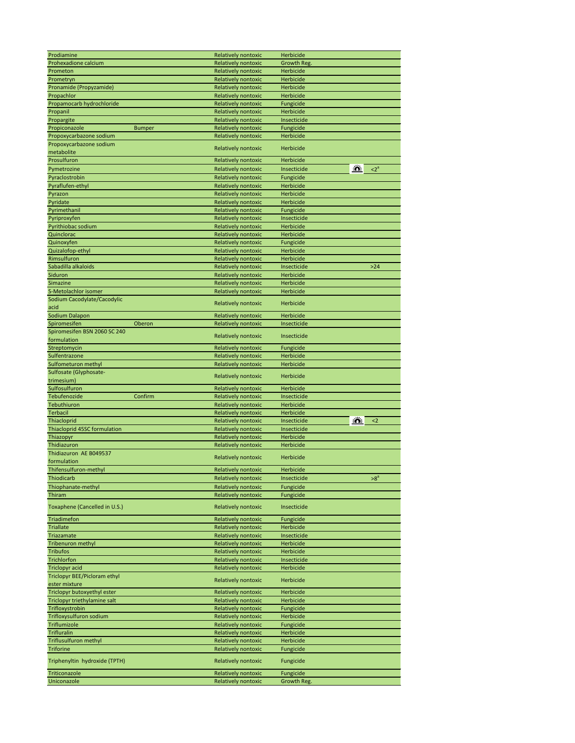| | | | | | |
|---|---|---|---|---|---|
| Prodiamine | | Relatively nontoxic | Herbicide | | |
| Prohexadione calcium | | Relatively nontoxic | Growth Reg. | | |
| Prometon | | Relatively nontoxic | Herbicide | | |
| Prometryn | | Relatively nontoxic | Herbicide | | |
| Pronamide (Propyzamide) | | Relatively nontoxic | Herbicide | | |
| Propachlor | | Relatively nontoxic | Herbicide | | |
| Propamocarb hydrochloride | | Relatively nontoxic | Fungicide | | |
| Propanil | | Relatively nontoxic | Herbicide | | |
| Propargite | | Relatively nontoxic | Insecticide | | |
| Propiconazole | Bumper | Relatively nontoxic | Fungicide | | |
| Propoxycarbazone sodium | | Relatively nontoxic | Herbicide | | |
| Propoxycarbazone sodium metabolite | | Relatively nontoxic | Herbicide | | |
| Prosulfuron | | Relatively nontoxic | Herbicide | | |
| Pymetrozine | | Relatively nontoxic | Insecticide | | <2[a] |
| Pyraclostrobin | | Relatively nontoxic | Fungicide | | |
| Pyraflufen-ethyl | | Relatively nontoxic | Herbicide | | |
| Pyrazon | | Relatively nontoxic | Herbicide | | |
| Pyridate | | Relatively nontoxic | Herbicide | | |
| Pyrimethanil | | Relatively nontoxic | Fungicide | | |
| Pyriproxyfen | | Relatively nontoxic | Insecticide | | |
| Pyrithiobac sodium | | Relatively nontoxic | Herbicide | | |
| Quinclorac | | Relatively nontoxic | Herbicide | | |
| Quinoxyfen | | Relatively nontoxic | Fungicide | | |
| Quizalofop-ethyl | | Relatively nontoxic | Herbicide | | |
| Rimsulfuron | | Relatively nontoxic | Herbicide | | |
| Sabadilla alkaloids | | Relatively nontoxic | Insecticide | | >24 |
| Siduron | | Relatively nontoxic | Herbicide | | |
| Simazine | | Relatively nontoxic | Herbicide | | |
| S-Metolachlor isomer | | Relatively nontoxic | Herbicide | | |
| Sodium Cacodylate/Cacodylic acid | | Relatively nontoxic | Herbicide | | |
| Sodium Dalapon | | Relatively nontoxic | Herbicide | | |
| Spiromesifen | Oberon | Relatively nontoxic | Insecticide | | |
| Spiromesifen BSN 2060 SC 240 formulation | | Relatively nontoxic | Insecticide | | |
| Streptomycin | | Relatively nontoxic | Fungicide | | |
| Sulfentrazone | | Relatively nontoxic | Herbicide | | |
| Sulfometuron methyl | | Relatively nontoxic | Herbicide | | |
| Sulfosate (Glyphosate-trimesium) | | Relatively nontoxic | Herbicide | | |
| Sulfosulfuron | | Relatively nontoxic | Herbicide | | |
| Tebufenozide | Confirm | Relatively nontoxic | Insecticide | | |
| Tebuthiuron | | Relatively nontoxic | Herbicide | | |
| Terbacil | | Relatively nontoxic | Herbicide | | |
| Thiacloprid | | Relatively nontoxic | Insecticide | | <2 |
| Thiacloprid 45SC formulation | | Relatively nontoxic | Insecticide | | |
| Thiazopyr | | Relatively nontoxic | Herbicide | | |
| Thidiazuron | | Relatively nontoxic | Herbicide | | |
| Thidiazuron AE B049537 formulation | | Relatively nontoxic | Herbicide | | |
| Thifensulfuron-methyl | | Relatively nontoxic | Herbicide | | |
| Thiodicarb | | Relatively nontoxic | Insecticide | | >8[a] |
| Thiophanate-methyl | | Relatively nontoxic | Fungicide | | |
| Thiram | | Relatively nontoxic | Fungicide | | |
| Toxaphene (Cancelled in U.S.) | | Relatively nontoxic | Insecticide | | |
| Triadimefon | | Relatively nontoxic | Fungicide | | |
| Triallate | | Relatively nontoxic | Herbicide | | |
| Triazamate | | Relatively nontoxic | Insecticide | | |
| Tribenuron methyl | | Relatively nontoxic | Herbicide | | |
| Tribufos | | Relatively nontoxic | Herbicide | | |
| Trichlorfon | | Relatively nontoxic | Insecticide | | |
| Triclopyr acid | | Relatively nontoxic | Herbicide | | |
| Triclopyr BEE/Picloram ethyl ester mixture | | Relatively nontoxic | Herbicide | | |
| Triclopyr butoxyethyl ester | | Relatively nontoxic | Herbicide | | |
| Triclopyr triethylamine salt | | Relatively nontoxic | Herbicide | | |
| Trifloxystrobin | | Relatively nontoxic | Fungicide | | |
| Trifloxysulfuron sodium | | Relatively nontoxic | Herbicide | | |
| Triflumizole | | Relatively nontoxic | Fungicide | | |
| Trifluralin | | Relatively nontoxic | Herbicide | | |
| Triflusulfuron methyl | | Relatively nontoxic | Herbicide | | |
| Triforine | | Relatively nontoxic | Fungicide | | |
| Triphenyltin hydroxide (TPTH) | | Relatively nontoxic | Fungicide | | |
| Triticonazole | | Relatively nontoxic | Fungicide | | |
| Uniconazole | | Relatively nontoxic | Growth Reg. | | |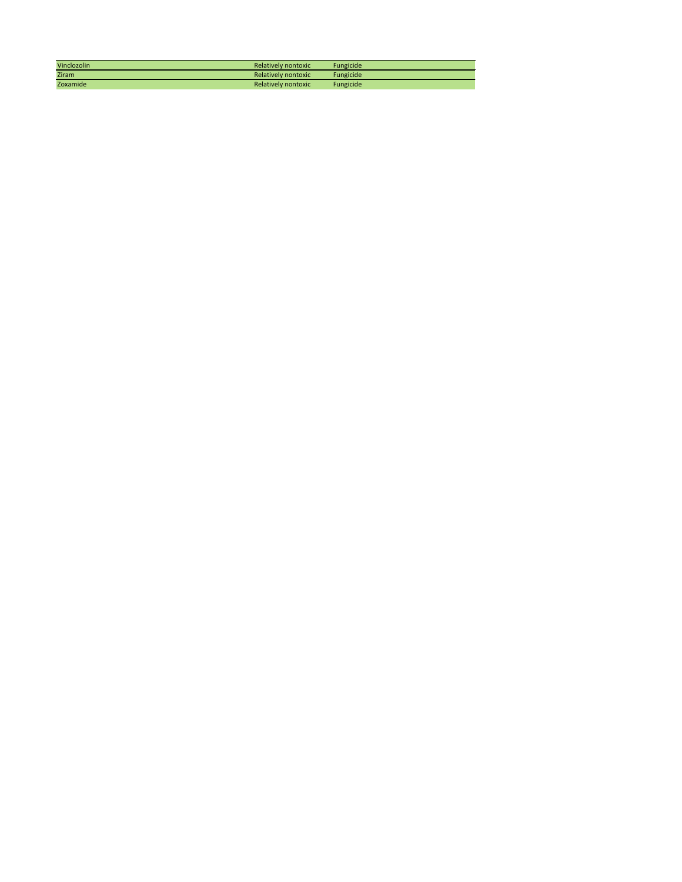| | | |
|---|---|---|
| Vinclozolin | Relatively nontoxic | Fungicide |
| Ziram | Relatively nontoxic | Fungicide |
| Zoxamide | Relatively nontoxic | Fungicide |